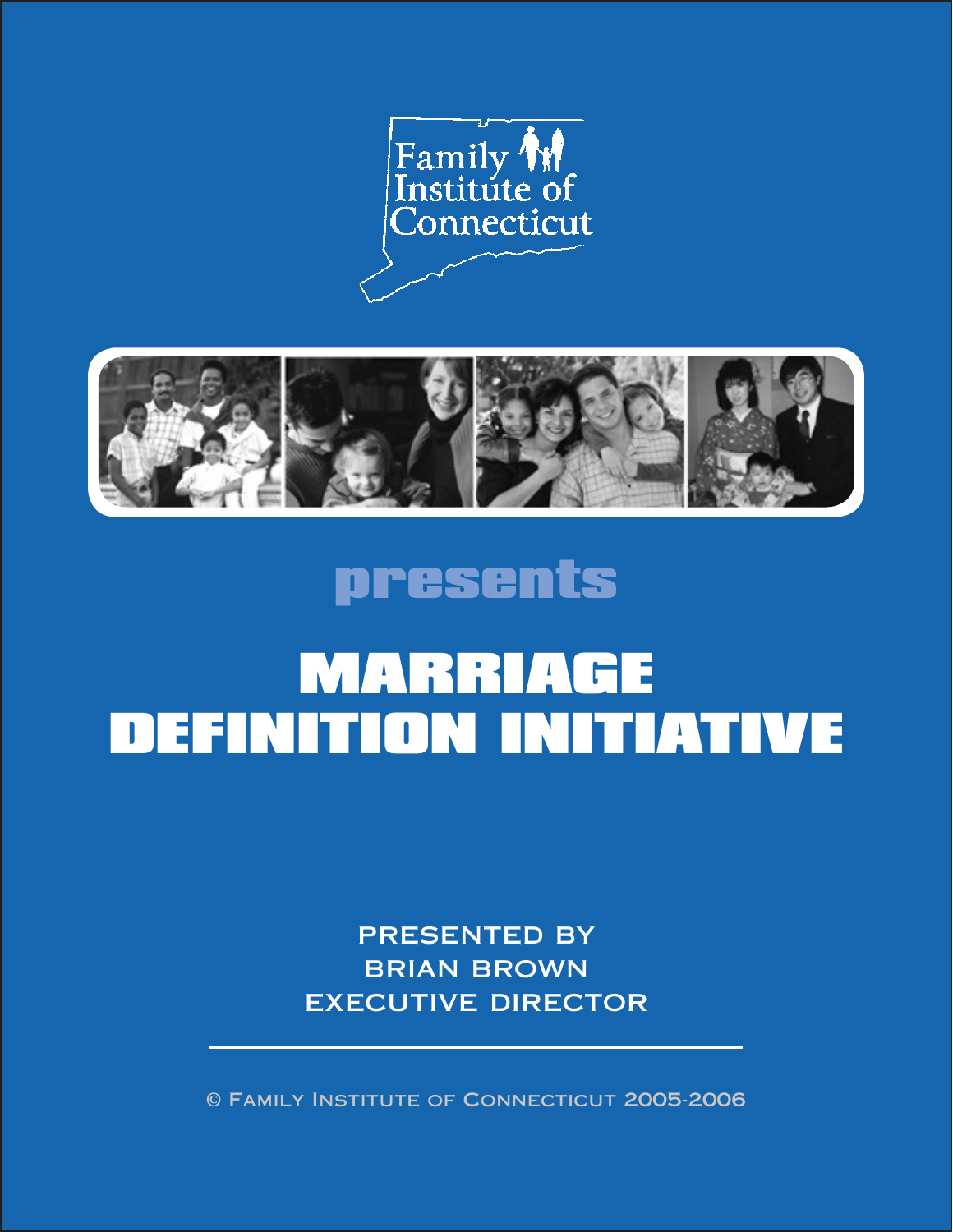Family Institute of Connecticut

presents

# MARRIAGE DEFINITION INITIATIVE

PRESENTED BY
BRIAN BROWN
EXECUTIVE DIRECTOR

---

© Family Institute of Connecticut 2005-2006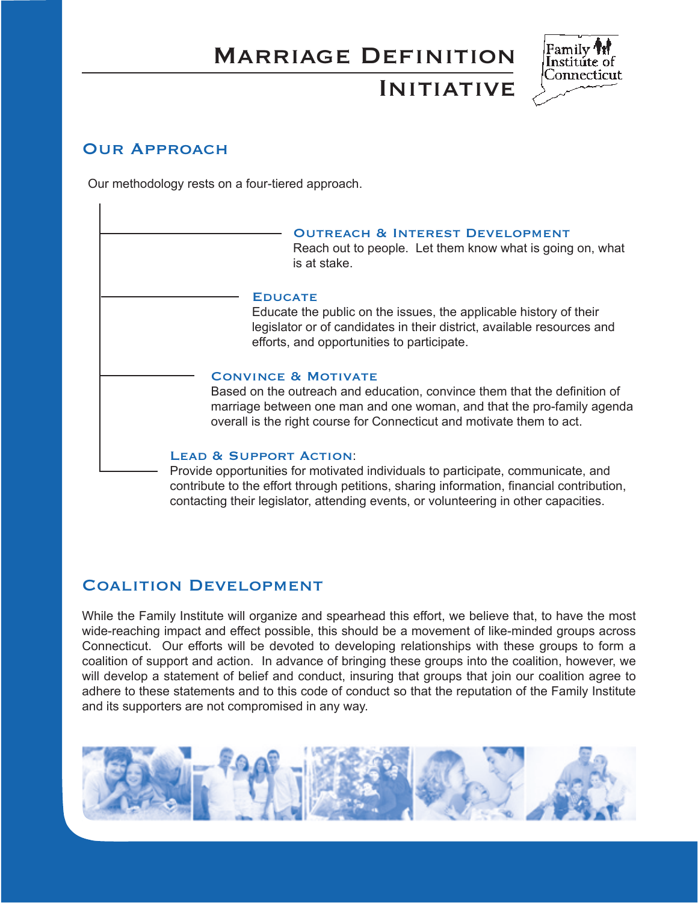# Marriage Definition Initiative

## Our Approach

Our methodology rests on a four-tiered approach.

### Outreach & Interest Development

Reach out to people. Let them know what is going on, what is at stake.

### Educate

Educate the public on the issues, the applicable history of their legislator or of candidates in their district, available resources and efforts, and opportunities to participate.

### Convince & Motivate

Based on the outreach and education, convince them that the definition of marriage between one man and one woman, and that the pro-family agenda overall is the right course for Connecticut and motivate them to act.

### Lead & Support Action:

Provide opportunities for motivated individuals to participate, communicate, and contribute to the effort through petitions, sharing information, financial contribution, contacting their legislator, attending events, or volunteering in other capacities.

## Coalition Development

While the Family Institute will organize and spearhead this effort, we believe that, to have the most wide-reaching impact and effect possible, this should be a movement of like-minded groups across Connecticut. Our efforts will be devoted to developing relationships with these groups to form a coalition of support and action. In advance of bringing these groups into the coalition, however, we will develop a statement of belief and conduct, insuring that groups that join our coalition agree to adhere to these statements and to this code of conduct so that the reputation of the Family Institute and its supporters are not compromised in any way.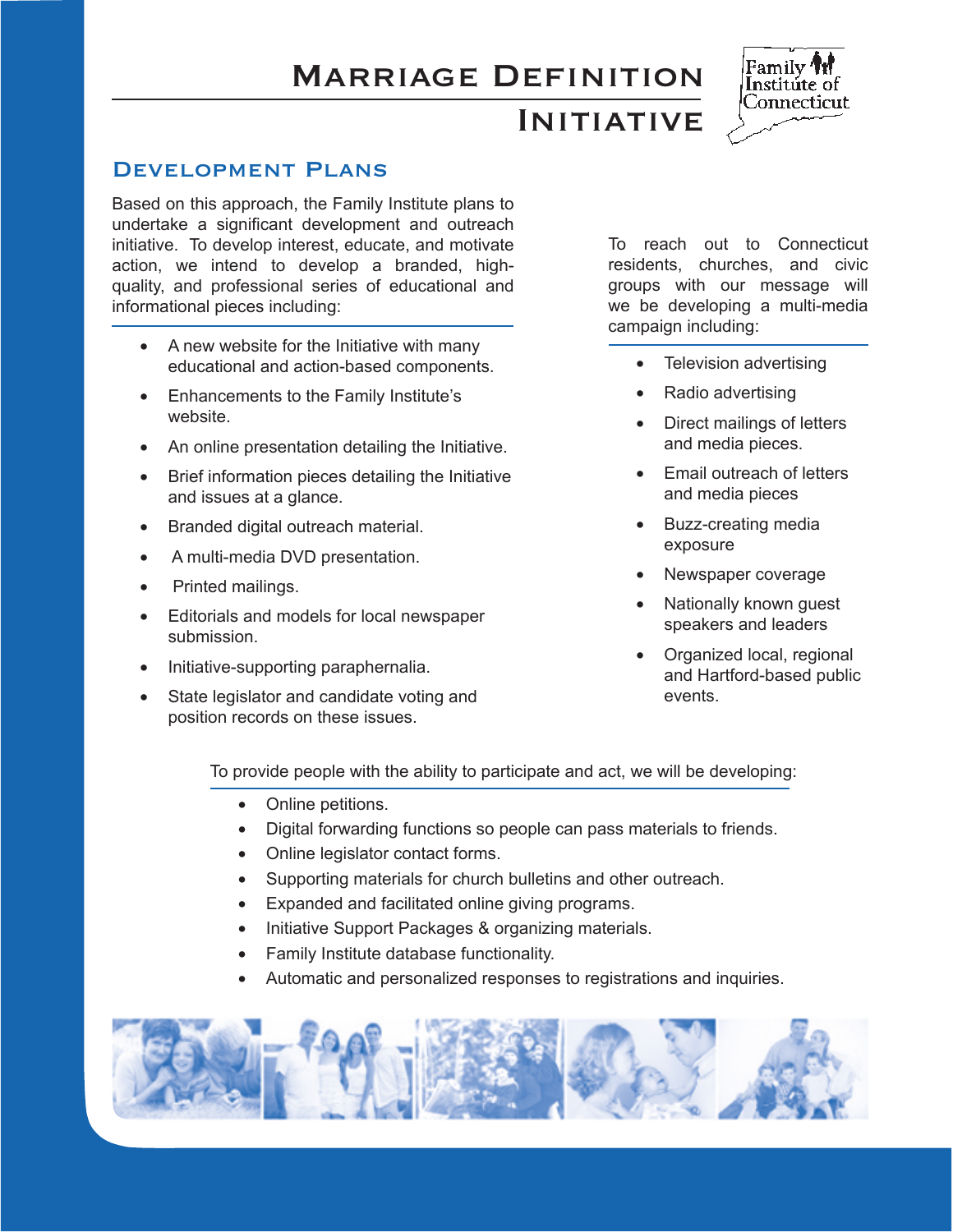# Marriage Definition Initiative

## Development Plans

Based on this approach, the Family Institute plans to undertake a significant development and outreach initiative. To develop interest, educate, and motivate action, we intend to develop a branded, high-quality, and professional series of educational and informational pieces including:

- A new website for the Initiative with many educational and action-based components.
- Enhancements to the Family Institute's website.
- An online presentation detailing the Initiative.
- Brief information pieces detailing the Initiative and issues at a glance.
- Branded digital outreach material.
- A multi-media DVD presentation.
- Printed mailings.
- Editorials and models for local newspaper submission.
- Initiative-supporting paraphernalia.
- State legislator and candidate voting and position records on these issues.

To reach out to Connecticut residents, churches, and civic groups with our message will we be developing a multi-media campaign including:

- Television advertising
- Radio advertising
- Direct mailings of letters and media pieces.
- Email outreach of letters and media pieces
- Buzz-creating media exposure
- Newspaper coverage
- Nationally known guest speakers and leaders
- Organized local, regional and Hartford-based public events.

To provide people with the ability to participate and act, we will be developing:

- Online petitions.
- Digital forwarding functions so people can pass materials to friends.
- Online legislator contact forms.
- Supporting materials for church bulletins and other outreach.
- Expanded and facilitated online giving programs.
- Initiative Support Packages & organizing materials.
- Family Institute database functionality.
- Automatic and personalized responses to registrations and inquiries.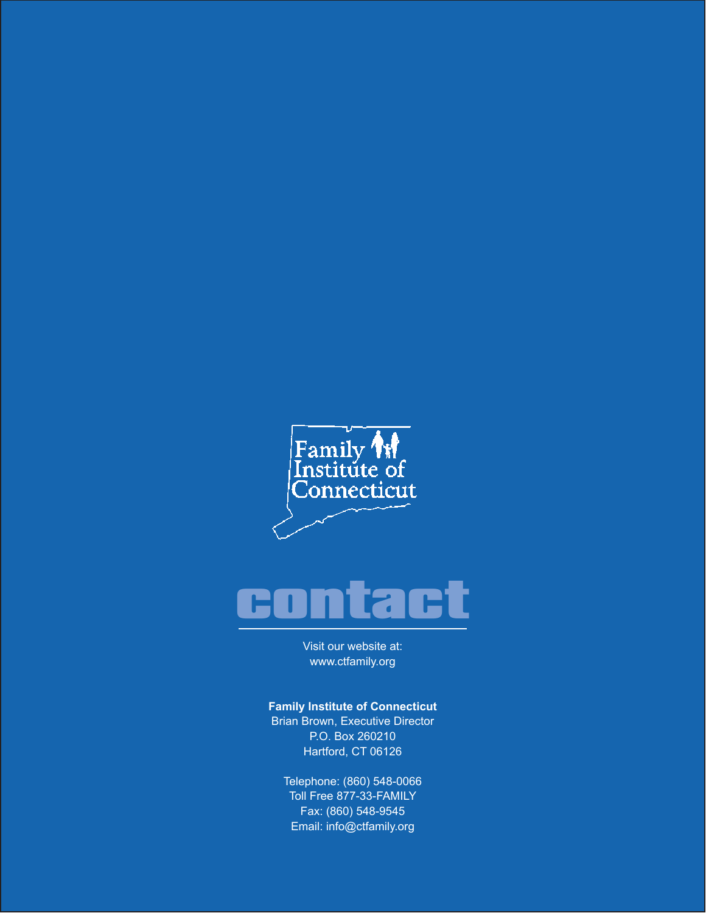Family Institute of Connecticut

# contact

Visit our website at:
www.ctfamily.org

**Family Institute of Connecticut**
Brian Brown, Executive Director
P.O. Box 260210
Hartford, CT 06126

Telephone: (860) 548-0066
Toll Free 877-33-FAMILY
Fax: (860) 548-9545
Email: info@ctfamily.org